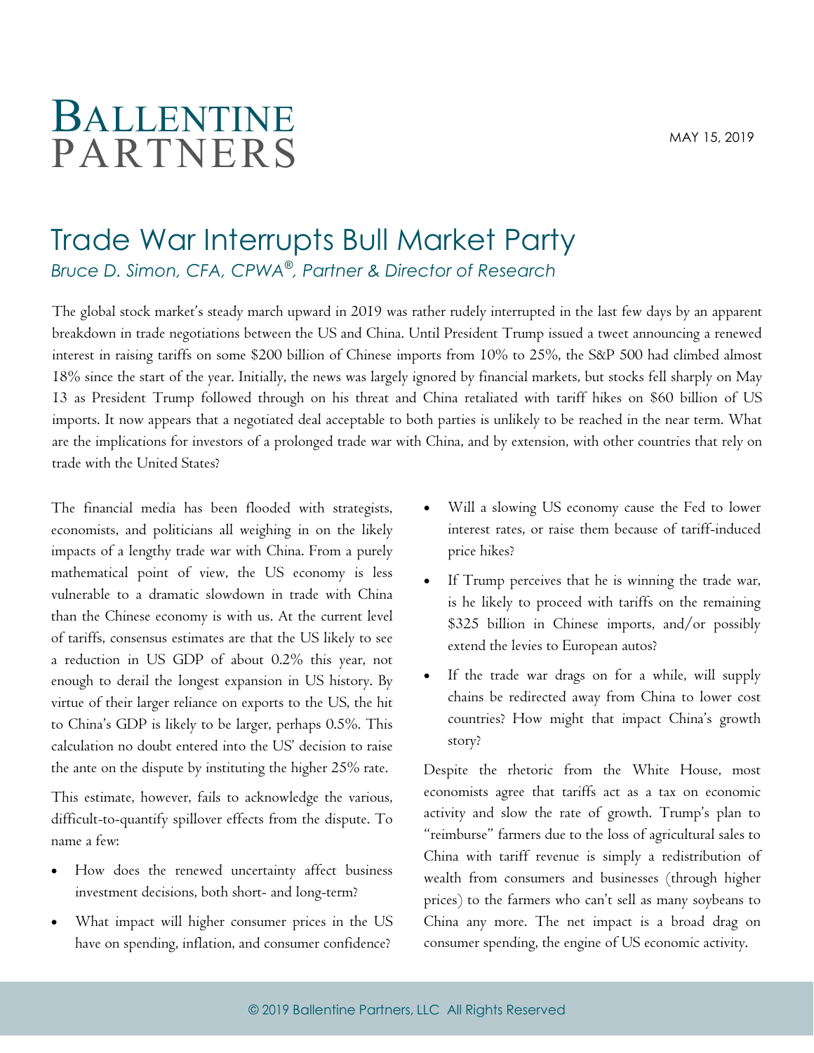# BALLENTINE PARTNERS

MAY 15, 2019

## Trade War Interrupts Bull Market Party

*Bruce D. Simon, CFA, CPWA®, Partner & Director of Research*

The global stock market's steady march upward in 2019 was rather rudely interrupted in the last few days by an apparent breakdown in trade negotiations between the US and China. Until President Trump issued a tweet announcing a renewed interest in raising tariffs on some $200 billion of Chinese imports from 10% to 25%, the S&P 500 had climbed almost 18% since the start of the year. Initially, the news was largely ignored by financial markets, but stocks fell sharply on May 13 as President Trump followed through on his threat and China retaliated with tariff hikes on $60 billion of US imports. It now appears that a negotiated deal acceptable to both parties is unlikely to be reached in the near term. What are the implications for investors of a prolonged trade war with China, and by extension, with other countries that rely on trade with the United States?

The financial media has been flooded with strategists, economists, and politicians all weighing in on the likely impacts of a lengthy trade war with China. From a purely mathematical point of view, the US economy is less vulnerable to a dramatic slowdown in trade with China than the Chinese economy is with us. At the current level of tariffs, consensus estimates are that the US likely to see a reduction in US GDP of about 0.2% this year, not enough to derail the longest expansion in US history. By virtue of their larger reliance on exports to the US, the hit to China's GDP is likely to be larger, perhaps 0.5%. This calculation no doubt entered into the US' decision to raise the ante on the dispute by instituting the higher 25% rate.

This estimate, however, fails to acknowledge the various, difficult-to-quantify spillover effects from the dispute. To name a few:

- How does the renewed uncertainty affect business investment decisions, both short- and long-term?
- What impact will higher consumer prices in the US have on spending, inflation, and consumer confidence?
- Will a slowing US economy cause the Fed to lower interest rates, or raise them because of tariff-induced price hikes?
- If Trump perceives that he is winning the trade war, is he likely to proceed with tariffs on the remaining $325 billion in Chinese imports, and/or possibly extend the levies to European autos?
- If the trade war drags on for a while, will supply chains be redirected away from China to lower cost countries? How might that impact China's growth story?

Despite the rhetoric from the White House, most economists agree that tariffs act as a tax on economic activity and slow the rate of growth. Trump's plan to "reimburse" farmers due to the loss of agricultural sales to China with tariff revenue is simply a redistribution of wealth from consumers and businesses (through higher prices) to the farmers who can't sell as many soybeans to China any more. The net impact is a broad drag on consumer spending, the engine of US economic activity.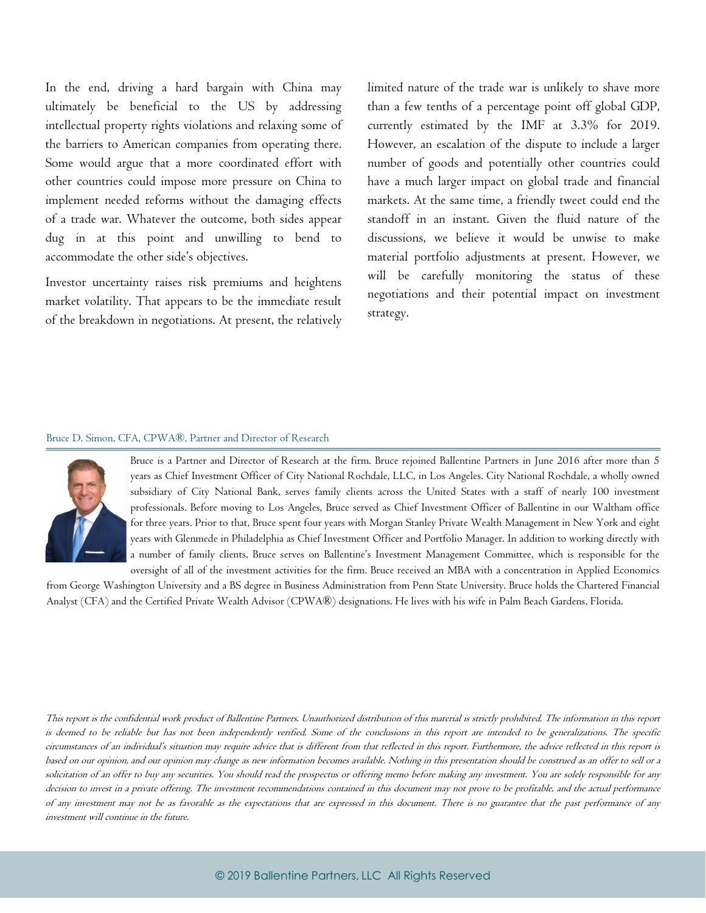In the end, driving a hard bargain with China may ultimately be beneficial to the US by addressing intellectual property rights violations and relaxing some of the barriers to American companies from operating there. Some would argue that a more coordinated effort with other countries could impose more pressure on China to implement needed reforms without the damaging effects of a trade war. Whatever the outcome, both sides appear dug in at this point and unwilling to bend to accommodate the other side's objectives.

Investor uncertainty raises risk premiums and heightens market volatility. That appears to be the immediate result of the breakdown in negotiations. At present, the relatively limited nature of the trade war is unlikely to shave more than a few tenths of a percentage point off global GDP, currently estimated by the IMF at 3.3% for 2019. However, an escalation of the dispute to include a larger number of goods and potentially other countries could have a much larger impact on global trade and financial markets. At the same time, a friendly tweet could end the standoff in an instant. Given the fluid nature of the discussions, we believe it would be unwise to make material portfolio adjustments at present. However, we will be carefully monitoring the status of these negotiations and their potential impact on investment strategy.

Bruce D. Simon, CFA, CPWA®, Partner and Director of Research

Bruce is a Partner and Director of Research at the firm. Bruce rejoined Ballentine Partners in June 2016 after more than 5 years as Chief Investment Officer of City National Rochdale, LLC, in Los Angeles. City National Rochdale, a wholly owned subsidiary of City National Bank, serves family clients across the United States with a staff of nearly 100 investment professionals. Before moving to Los Angeles, Bruce served as Chief Investment Officer of Ballentine in our Waltham office for three years. Prior to that, Bruce spent four years with Morgan Stanley Private Wealth Management in New York and eight years with Glenmede in Philadelphia as Chief Investment Officer and Portfolio Manager. In addition to working directly with a number of family clients, Bruce serves on Ballentine's Investment Management Committee, which is responsible for the oversight of all of the investment activities for the firm. Bruce received an MBA with a concentration in Applied Economics from George Washington University and a BS degree in Business Administration from Penn State University. Bruce holds the Chartered Financial Analyst (CFA) and the Certified Private Wealth Advisor (CPWA®) designations. He lives with his wife in Palm Beach Gardens, Florida.

*This report is the confidential work product of Ballentine Partners. Unauthorized distribution of this material is strictly prohibited. The information in this report is deemed to be reliable but has not been independently verified. Some of the conclusions in this report are intended to be generalizations. The specific circumstances of an individual's situation may require advice that is different from that reflected in this report. Furthermore, the advice reflected in this report is based on our opinion, and our opinion may change as new information becomes available. Nothing in this presentation should be construed as an offer to sell or a solicitation of an offer to buy any securities. You should read the prospectus or offering memo before making any investment. You are solely responsible for any decision to invest in a private offering. The investment recommendations contained in this document may not prove to be profitable, and the actual performance of any investment may not be as favorable as the expectations that are expressed in this document. There is no guarantee that the past performance of any investment will continue in the future.*

© 2019 Ballentine Partners, LLC All Rights Reserved